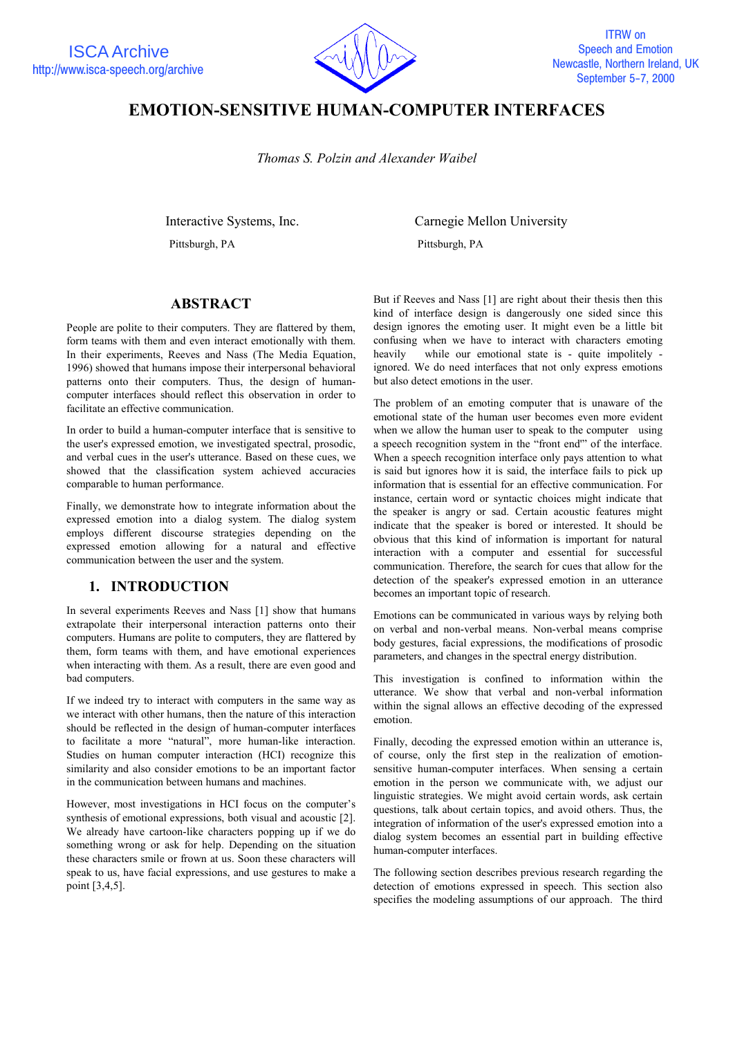# EMOTION-SENSITIVE HUMAN-COMPUTER INTERFACES

*Thomas S. Polzin and Alexander Waibel*

Interactive Systems, Inc.
Pittsburgh, PA

Carnegie Mellon University
Pittsburgh, PA

## ABSTRACT

People are polite to their computers. They are flattered by them, form teams with them and even interact emotionally with them. In their experiments, Reeves and Nass (The Media Equation, 1996) showed that humans impose their interpersonal behavioral patterns onto their computers. Thus, the design of human-computer interfaces should reflect this observation in order to facilitate an effective communication.

In order to build a human-computer interface that is sensitive to the user's expressed emotion, we investigated spectral, prosodic, and verbal cues in the user's utterance. Based on these cues, we showed that the classification system achieved accuracies comparable to human performance.

Finally, we demonstrate how to integrate information about the expressed emotion into a dialog system. The dialog system employs different discourse strategies depending on the expressed emotion allowing for a natural and effective communication between the user and the system.

## 1. INTRODUCTION

In several experiments Reeves and Nass [1] show that humans extrapolate their interpersonal interaction patterns onto their computers. Humans are polite to computers, they are flattered by them, form teams with them, and have emotional experiences when interacting with them. As a result, there are even good and bad computers.

If we indeed try to interact with computers in the same way as we interact with other humans, then the nature of this interaction should be reflected in the design of human-computer interfaces to facilitate a more "natural", more human-like interaction. Studies on human computer interaction (HCI) recognize this similarity and also consider emotions to be an important factor in the communication between humans and machines.

However, most investigations in HCI focus on the computer's synthesis of emotional expressions, both visual and acoustic [2]. We already have cartoon-like characters popping up if we do something wrong or ask for help. Depending on the situation these characters smile or frown at us. Soon these characters will speak to us, have facial expressions, and use gestures to make a point [3,4,5].

But if Reeves and Nass [1] are right about their thesis then this kind of interface design is dangerously one sided since this design ignores the emoting user. It might even be a little bit confusing when we have to interact with characters emoting heavily while our emotional state is - quite impolitely - ignored. We do need interfaces that not only express emotions but also detect emotions in the user.

The problem of an emoting computer that is unaware of the emotional state of the human user becomes even more evident when we allow the human user to speak to the computer using a speech recognition system in the "front end'" of the interface. When a speech recognition interface only pays attention to what is said but ignores how it is said, the interface fails to pick up information that is essential for an effective communication. For instance, certain word or syntactic choices might indicate that the speaker is angry or sad. Certain acoustic features might indicate that the speaker is bored or interested. It should be obvious that this kind of information is important for natural interaction with a computer and essential for successful communication. Therefore, the search for cues that allow for the detection of the speaker's expressed emotion in an utterance becomes an important topic of research.

Emotions can be communicated in various ways by relying both on verbal and non-verbal means. Non-verbal means comprise body gestures, facial expressions, the modifications of prosodic parameters, and changes in the spectral energy distribution.

This investigation is confined to information within the utterance. We show that verbal and non-verbal information within the signal allows an effective decoding of the expressed emotion.

Finally, decoding the expressed emotion within an utterance is, of course, only the first step in the realization of emotion-sensitive human-computer interfaces. When sensing a certain emotion in the person we communicate with, we adjust our linguistic strategies. We might avoid certain words, ask certain questions, talk about certain topics, and avoid others. Thus, the integration of information of the user's expressed emotion into a dialog system becomes an essential part in building effective human-computer interfaces.

The following section describes previous research regarding the detection of emotions expressed in speech. This section also specifies the modeling assumptions of our approach. The third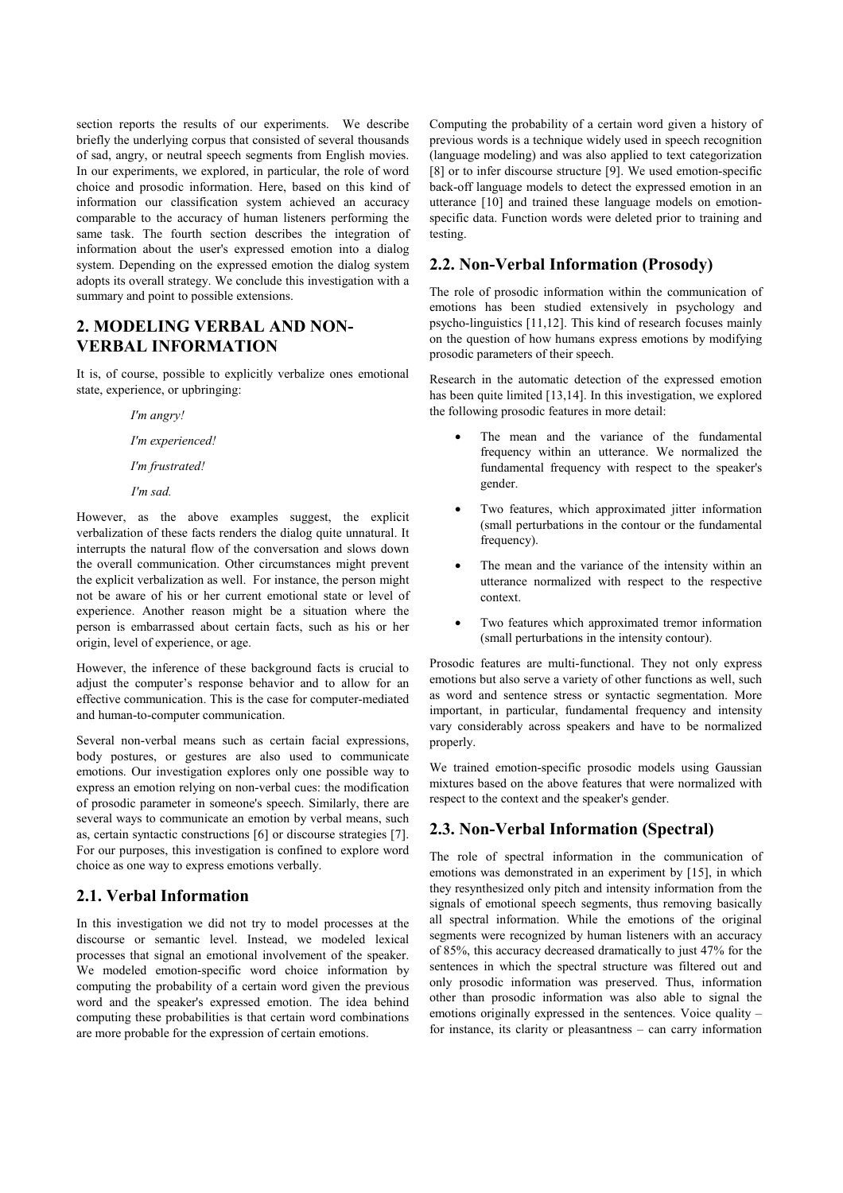section reports the results of our experiments. We describe briefly the underlying corpus that consisted of several thousands of sad, angry, or neutral speech segments from English movies. In our experiments, we explored, in particular, the role of word choice and prosodic information. Here, based on this kind of information our classification system achieved an accuracy comparable to the accuracy of human listeners performing the same task. The fourth section describes the integration of information about the user's expressed emotion into a dialog system. Depending on the expressed emotion the dialog system adopts its overall strategy. We conclude this investigation with a summary and point to possible extensions.

## 2. MODELING VERBAL AND NON-VERBAL INFORMATION

It is, of course, possible to explicitly verbalize ones emotional state, experience, or upbringing:

> *I'm angry!*
>
> *I'm experienced!*
>
> *I'm frustrated!*
>
> *I'm sad.*

However, as the above examples suggest, the explicit verbalization of these facts renders the dialog quite unnatural. It interrupts the natural flow of the conversation and slows down the overall communication. Other circumstances might prevent the explicit verbalization as well. For instance, the person might not be aware of his or her current emotional state or level of experience. Another reason might be a situation where the person is embarrassed about certain facts, such as his or her origin, level of experience, or age.

However, the inference of these background facts is crucial to adjust the computer's response behavior and to allow for an effective communication. This is the case for computer-mediated and human-to-computer communication.

Several non-verbal means such as certain facial expressions, body postures, or gestures are also used to communicate emotions. Our investigation explores only one possible way to express an emotion relying on non-verbal cues: the modification of prosodic parameter in someone's speech. Similarly, there are several ways to communicate an emotion by verbal means, such as, certain syntactic constructions [6] or discourse strategies [7]. For our purposes, this investigation is confined to explore word choice as one way to express emotions verbally.

### 2.1. Verbal Information

In this investigation we did not try to model processes at the discourse or semantic level. Instead, we modeled lexical processes that signal an emotional involvement of the speaker. We modeled emotion-specific word choice information by computing the probability of a certain word given the previous word and the speaker's expressed emotion. The idea behind computing these probabilities is that certain word combinations are more probable for the expression of certain emotions.

Computing the probability of a certain word given a history of previous words is a technique widely used in speech recognition (language modeling) and was also applied to text categorization [8] or to infer discourse structure [9]. We used emotion-specific back-off language models to detect the expressed emotion in an utterance [10] and trained these language models on emotion-specific data. Function words were deleted prior to training and testing.

### 2.2. Non-Verbal Information (Prosody)

The role of prosodic information within the communication of emotions has been studied extensively in psychology and psycho-linguistics [11,12]. This kind of research focuses mainly on the question of how humans express emotions by modifying prosodic parameters of their speech.

Research in the automatic detection of the expressed emotion has been quite limited [13,14]. In this investigation, we explored the following prosodic features in more detail:

- The mean and the variance of the fundamental frequency within an utterance. We normalized the fundamental frequency with respect to the speaker's gender.
- Two features, which approximated jitter information (small perturbations in the contour or the fundamental frequency).
- The mean and the variance of the intensity within an utterance normalized with respect to the respective context.
- Two features which approximated tremor information (small perturbations in the intensity contour).

Prosodic features are multi-functional. They not only express emotions but also serve a variety of other functions as well, such as word and sentence stress or syntactic segmentation. More important, in particular, fundamental frequency and intensity vary considerably across speakers and have to be normalized properly.

We trained emotion-specific prosodic models using Gaussian mixtures based on the above features that were normalized with respect to the context and the speaker's gender.

### 2.3. Non-Verbal Information (Spectral)

The role of spectral information in the communication of emotions was demonstrated in an experiment by [15], in which they resynthesized only pitch and intensity information from the signals of emotional speech segments, thus removing basically all spectral information. While the emotions of the original segments were recognized by human listeners with an accuracy of 85%, this accuracy decreased dramatically to just 47% for the sentences in which the spectral structure was filtered out and only prosodic information was preserved. Thus, information other than prosodic information was also able to signal the emotions originally expressed in the sentences. Voice quality – for instance, its clarity or pleasantness – can carry information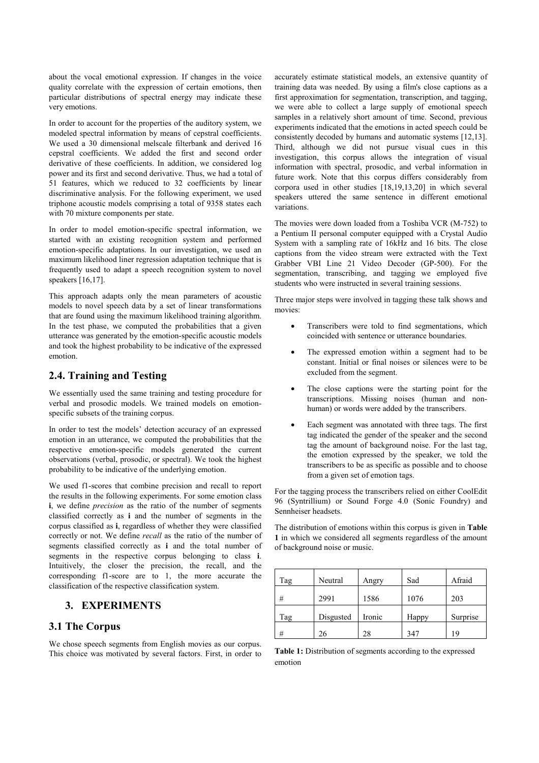about the vocal emotional expression. If changes in the voice quality correlate with the expression of certain emotions, then particular distributions of spectral energy may indicate these very emotions.

In order to account for the properties of the auditory system, we modeled spectral information by means of cepstral coefficients. We used a 30 dimensional melscale filterbank and derived 16 cepstral coefficients. We added the first and second order derivative of these coefficients. In addition, we considered log power and its first and second derivative. Thus, we had a total of 51 features, which we reduced to 32 coefficients by linear discriminative analysis. For the following experiment, we used triphone acoustic models comprising a total of 9358 states each with 70 mixture components per state.

In order to model emotion-specific spectral information, we started with an existing recognition system and performed emotion-specific adaptations. In our investigation, we used an maximum likelihood liner regression adaptation technique that is frequently used to adapt a speech recognition system to novel speakers [16,17].

This approach adapts only the mean parameters of acoustic models to novel speech data by a set of linear transformations that are found using the maximum likelihood training algorithm. In the test phase, we computed the probabilities that a given utterance was generated by the emotion-specific acoustic models and took the highest probability to be indicative of the expressed emotion.

## 2.4. Training and Testing

We essentially used the same training and testing procedure for verbal and prosodic models. We trained models on emotion-specific subsets of the training corpus.

In order to test the models' detection accuracy of an expressed emotion in an utterance, we computed the probabilities that the respective emotion-specific models generated the current observations (verbal, prosodic, or spectral). We took the highest probability to be indicative of the underlying emotion.

We used f1-scores that combine precision and recall to report the results in the following experiments. For some emotion class **i**, we define *precision* as the ratio of the number of segments classified correctly as **i** and the number of segments in the corpus classified as **i**, regardless of whether they were classified correctly or not. We define *recall* as the ratio of the number of segments classified correctly as **i** and the total number of segments in the respective corpus belonging to class **i**. Intuitively, the closer the precision, the recall, and the corresponding f1-score are to 1, the more accurate the classification of the respective classification system.

# 3. EXPERIMENTS

## 3.1 The Corpus

We chose speech segments from English movies as our corpus. This choice was motivated by several factors. First, in order to accurately estimate statistical models, an extensive quantity of training data was needed. By using a film's close captions as a first approximation for segmentation, transcription, and tagging, we were able to collect a large supply of emotional speech samples in a relatively short amount of time. Second, previous experiments indicated that the emotions in acted speech could be consistently decoded by humans and automatic systems [12,13]. Third, although we did not pursue visual cues in this investigation, this corpus allows the integration of visual information with spectral, prosodic, and verbal information in future work. Note that this corpus differs considerably from corpora used in other studies [18,19,13,20] in which several speakers uttered the same sentence in different emotional variations.

The movies were down loaded from a Toshiba VCR (M-752) to a Pentium II personal computer equipped with a Crystal Audio System with a sampling rate of 16kHz and 16 bits. The close captions from the video stream were extracted with the Text Grabber VBI Line 21 Video Decoder (GP-500). For the segmentation, transcribing, and tagging we employed five students who were instructed in several training sessions.

Three major steps were involved in tagging these talk shows and movies:

- Transcribers were told to find segmentations, which coincided with sentence or utterance boundaries.
- The expressed emotion within a segment had to be constant. Initial or final noises or silences were to be excluded from the segment.
- The close captions were the starting point for the transcriptions. Missing noises (human and non-human) or words were added by the transcribers.
- Each segment was annotated with three tags. The first tag indicated the gender of the speaker and the second tag the amount of background noise. For the last tag, the emotion expressed by the speaker, we told the transcribers to be as specific as possible and to choose from a given set of emotion tags.

For the tagging process the transcribers relied on either CoolEdit 96 (Syntrillium) or Sound Forge 4.0 (Sonic Foundry) and Sennheiser headsets.

The distribution of emotions within this corpus is given in **Table 1** in which we considered all segments regardless of the amount of background noise or music.

| Tag | Neutral | Angry | Sad | Afraid |
|---|---|---|---|---|
| # | 2991 | 1586 | 1076 | 203 |
| Tag | Disgusted | Ironic | Happy | Surprise |
| # | 26 | 28 | 347 | 19 |

**Table 1:** Distribution of segments according to the expressed emotion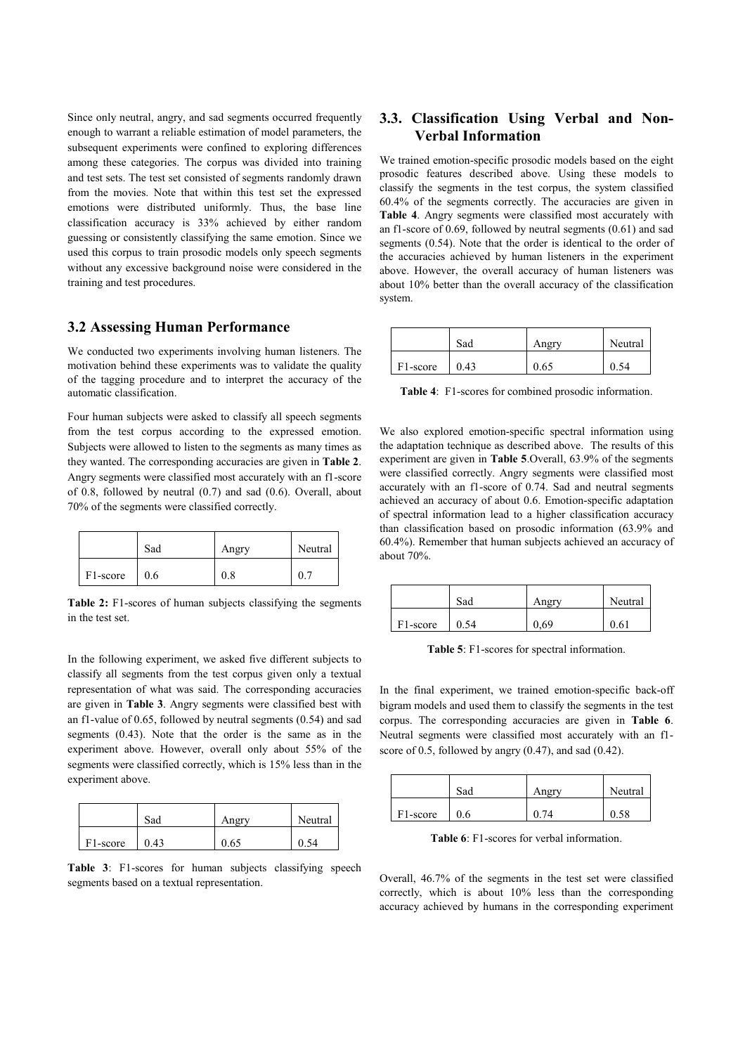Since only neutral, angry, and sad segments occurred frequently enough to warrant a reliable estimation of model parameters, the subsequent experiments were confined to exploring differences among these categories. The corpus was divided into training and test sets. The test set consisted of segments randomly drawn from the movies. Note that within this test set the expressed emotions were distributed uniformly. Thus, the base line classification accuracy is 33% achieved by either random guessing or consistently classifying the same emotion. Since we used this corpus to train prosodic models only speech segments without any excessive background noise were considered in the training and test procedures.

## 3.2 Assessing Human Performance

We conducted two experiments involving human listeners. The motivation behind these experiments was to validate the quality of the tagging procedure and to interpret the accuracy of the automatic classification.

Four human subjects were asked to classify all speech segments from the test corpus according to the expressed emotion. Subjects were allowed to listen to the segments as many times as they wanted. The corresponding accuracies are given in **Table 2**. Angry segments were classified most accurately with an f1-score of 0.8, followed by neutral (0.7) and sad (0.6). Overall, about 70% of the segments were classified correctly.

| | Sad | Angry | Neutral |
|---|---|---|---|
| F1-score | 0.6 | 0.8 | 0.7 |

**Table 2:** F1-scores of human subjects classifying the segments in the test set.

In the following experiment, we asked five different subjects to classify all segments from the test corpus given only a textual representation of what was said. The corresponding accuracies are given in **Table 3**. Angry segments were classified best with an f1-value of 0.65, followed by neutral segments (0.54) and sad segments (0.43). Note that the order is the same as in the experiment above. However, overall only about 55% of the segments were classified correctly, which is 15% less than in the experiment above.

| | Sad | Angry | Neutral |
|---|---|---|---|
| F1-score | 0.43 | 0.65 | 0.54 |

**Table 3**: F1-scores for human subjects classifying speech segments based on a textual representation.

## 3.3. Classification Using Verbal and Non-Verbal Information

We trained emotion-specific prosodic models based on the eight prosodic features described above. Using these models to classify the segments in the test corpus, the system classified 60.4% of the segments correctly. The accuracies are given in **Table 4**. Angry segments were classified most accurately with an f1-score of 0.69, followed by neutral segments (0.61) and sad segments (0.54). Note that the order is identical to the order of the accuracies achieved by human listeners in the experiment above. However, the overall accuracy of human listeners was about 10% better than the overall accuracy of the classification system.

| | Sad | Angry | Neutral |
|---|---|---|---|
| F1-score | 0.43 | 0.65 | 0.54 |

**Table 4**: F1-scores for combined prosodic information.

We also explored emotion-specific spectral information using the adaptation technique as described above. The results of this experiment are given in **Table 5**.Overall, 63.9% of the segments were classified correctly. Angry segments were classified most accurately with an f1-score of 0.74. Sad and neutral segments achieved an accuracy of about 0.6. Emotion-specific adaptation of spectral information lead to a higher classification accuracy than classification based on prosodic information (63.9% and 60.4%). Remember that human subjects achieved an accuracy of about 70%.

| | Sad | Angry | Neutral |
|---|---|---|---|
| F1-score | 0.54 | 0,69 | 0.61 |

**Table 5**: F1-scores for spectral information.

In the final experiment, we trained emotion-specific back-off bigram models and used them to classify the segments in the test corpus. The corresponding accuracies are given in **Table 6**. Neutral segments were classified most accurately with an f1-score of 0.5, followed by angry (0.47), and sad (0.42).

| | Sad | Angry | Neutral |
|---|---|---|---|
| F1-score | 0.6 | 0.74 | 0.58 |

**Table 6**: F1-scores for verbal information.

Overall, 46.7% of the segments in the test set were classified correctly, which is about 10% less than the corresponding accuracy achieved by humans in the corresponding experiment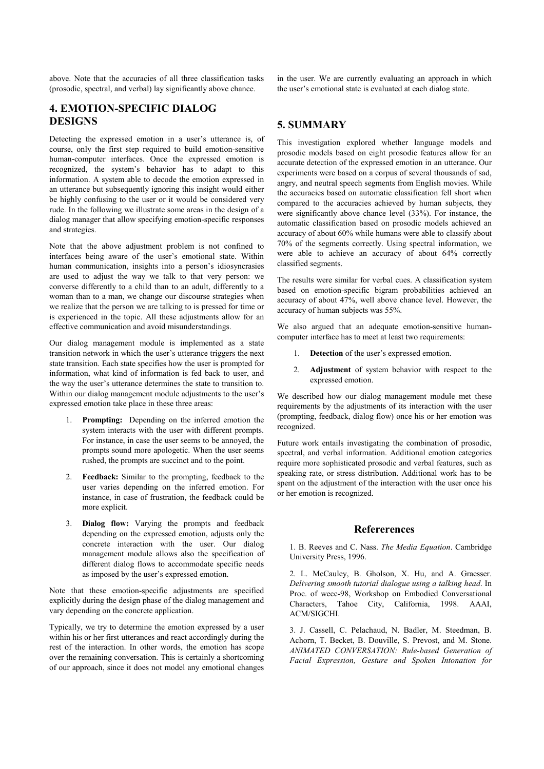above. Note that the accuracies of all three classification tasks (prosodic, spectral, and verbal) lay significantly above chance.

## 4. EMOTION-SPECIFIC DIALOG DESIGNS

Detecting the expressed emotion in a user's utterance is, of course, only the first step required to build emotion-sensitive human-computer interfaces. Once the expressed emotion is recognized, the system's behavior has to adapt to this information. A system able to decode the emotion expressed in an utterance but subsequently ignoring this insight would either be highly confusing to the user or it would be considered very rude. In the following we illustrate some areas in the design of a dialog manager that allow specifying emotion-specific responses and strategies.

Note that the above adjustment problem is not confined to interfaces being aware of the user's emotional state. Within human communication, insights into a person's idiosyncrasies are used to adjust the way we talk to that very person: we converse differently to a child than to an adult, differently to a woman than to a man, we change our discourse strategies when we realize that the person we are talking to is pressed for time or is experienced in the topic. All these adjustments allow for an effective communication and avoid misunderstandings.

Our dialog management module is implemented as a state transition network in which the user's utterance triggers the next state transition. Each state specifies how the user is prompted for information, what kind of information is fed back to user, and the way the user's utterance determines the state to transition to. Within our dialog management module adjustments to the user's expressed emotion take place in these three areas:

1. **Prompting:** Depending on the inferred emotion the system interacts with the user with different prompts. For instance, in case the user seems to be annoyed, the prompts sound more apologetic. When the user seems rushed, the prompts are succinct and to the point.
2. **Feedback:** Similar to the prompting, feedback to the user varies depending on the inferred emotion. For instance, in case of frustration, the feedback could be more explicit.
3. **Dialog flow:** Varying the prompts and feedback depending on the expressed emotion, adjusts only the concrete interaction with the user. Our dialog management module allows also the specification of different dialog flows to accommodate specific needs as imposed by the user's expressed emotion.

Note that these emotion-specific adjustments are specified explicitly during the design phase of the dialog management and vary depending on the concrete application.

Typically, we try to determine the emotion expressed by a user within his or her first utterances and react accordingly during the rest of the interaction. In other words, the emotion has scope over the remaining conversation. This is certainly a shortcoming of our approach, since it does not model any emotional changes in the user. We are currently evaluating an approach in which the user's emotional state is evaluated at each dialog state.

## 5. SUMMARY

This investigation explored whether language models and prosodic models based on eight prosodic features allow for an accurate detection of the expressed emotion in an utterance. Our experiments were based on a corpus of several thousands of sad, angry, and neutral speech segments from English movies. While the accuracies based on automatic classification fell short when compared to the accuracies achieved by human subjects, they were significantly above chance level (33%). For instance, the automatic classification based on prosodic models achieved an accuracy of about 60% while humans were able to classify about 70% of the segments correctly. Using spectral information, we were able to achieve an accuracy of about 64% correctly classified segments.

The results were similar for verbal cues. A classification system based on emotion-specific bigram probabilities achieved an accuracy of about 47%, well above chance level. However, the accuracy of human subjects was 55%.

We also argued that an adequate emotion-sensitive human-computer interface has to meet at least two requirements:

1. **Detection** of the user's expressed emotion.
2. **Adjustment** of system behavior with respect to the expressed emotion.

We described how our dialog management module met these requirements by the adjustments of its interaction with the user (prompting, feedback, dialog flow) once his or her emotion was recognized.

Future work entails investigating the combination of prosodic, spectral, and verbal information. Additional emotion categories require more sophisticated prosodic and verbal features, such as speaking rate, or stress distribution. Additional work has to be spent on the adjustment of the interaction with the user once his or her emotion is recognized.

## Refererences

1. B. Reeves and C. Nass. *The Media Equation*. Cambridge University Press, 1996.

2. L. McCauley, B. Gholson, X. Hu, and A. Graesser. *Delivering smooth tutorial dialogue using a talking head*. In Proc. of wecc-98, Workshop on Embodied Conversational Characters, Tahoe City, California, 1998. AAAI, ACM/SIGCHI.

3. J. Cassell, C. Pelachaud, N. Badler, M. Steedman, B. Achorn, T. Becket, B. Douville, S. Prevost, and M. Stone. *ANIMATED CONVERSATION: Rule-based Generation of Facial Expression, Gesture and Spoken Intonation for*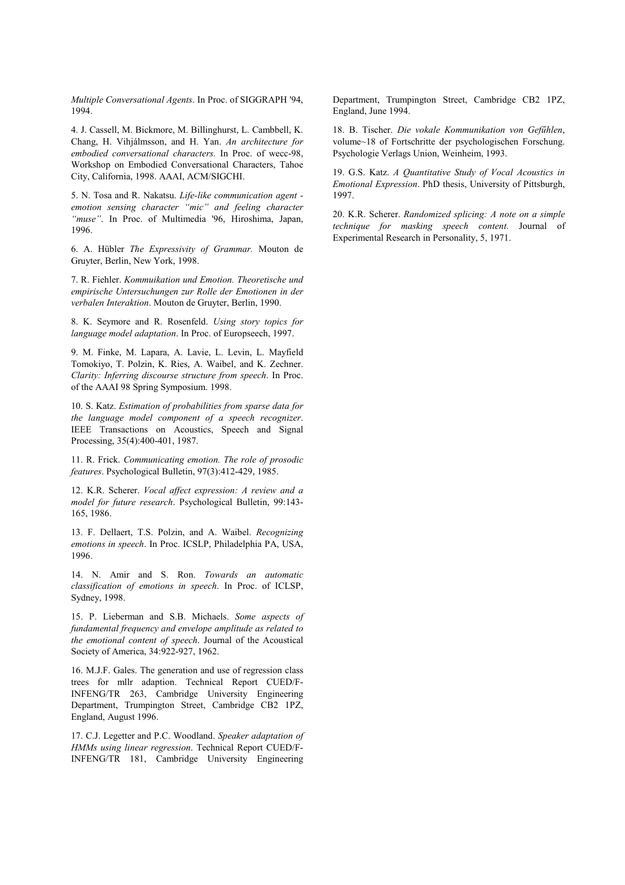*Multiple Conversational Agents*. In Proc. of SIGGRAPH '94, 1994.

4. J. Cassell, M. Bickmore, M. Billinghurst, L. Cambbell, K. Chang, H. Vihjálmsson, and H. Yan. *An architecture for embodied conversational characters.* In Proc. of wecc-98, Workshop on Embodied Conversational Characters, Tahoe City, California, 1998. AAAI, ACM/SIGCHI.

5. N. Tosa and R. Nakatsu. *Life-like communication agent - emotion sensing character "mic" and feeling character "muse"*. In Proc. of Multimedia '96, Hiroshima, Japan, 1996.

6. A. Hübler *The Expressivity of Grammar.* Mouton de Gruyter, Berlin, New York, 1998.

7. R. Fiehler. *Kommuikation und Emotion. Theoretische und empirische Untersuchungen zur Rolle der Emotionen in der verbalen Interaktion*. Mouton de Gruyter, Berlin, 1990.

8. K. Seymore and R. Rosenfeld. *Using story topics for language model adaptation*. In Proc. of Europseech, 1997.

9. M. Finke, M. Lapara, A. Lavie, L. Levin, L. Mayfield Tomokiyo, T. Polzin, K. Ries, A. Waibel, and K. Zechner. *Clarity: Inferring discourse structure from speech*. In Proc. of the AAAI 98 Spring Symposium. 1998.

10. S. Katz. *Estimation of probabilities from sparse data for the language model component of a speech recognizer*. IEEE Transactions on Acoustics, Speech and Signal Processing, 35(4):400-401, 1987.

11. R. Frick. *Communicating emotion. The role of prosodic features*. Psychological Bulletin, 97(3):412-429, 1985.

12. K.R. Scherer. *Vocal affect expression: A review and a model for future research*. Psychological Bulletin, 99:143-165, 1986.

13. F. Dellaert, T.S. Polzin, and A. Waibel. *Recognizing emotions in speech*. In Proc. ICSLP, Philadelphia PA, USA, 1996.

14. N. Amir and S. Ron. *Towards an automatic classification of emotions in speech*. In Proc. of ICLSP, Sydney, 1998.

15. P. Lieberman and S.B. Michaels. *Some aspects of fundamental frequency and envelope amplitude as related to the emotional content of speech*. Journal of the Acoustical Society of America, 34:922-927, 1962.

16. M.J.F. Gales. The generation and use of regression class trees for mllr adaption. Technical Report CUED/F-INFENG/TR 263, Cambridge University Engineering Department, Trumpington Street, Cambridge CB2 1PZ, England, August 1996.

17. C.J. Legetter and P.C. Woodland. *Speaker adaptation of HMMs using linear regression*. Technical Report CUED/F-INFENG/TR 181, Cambridge University Engineering Department, Trumpington Street, Cambridge CB2 1PZ, England, June 1994.

18. B. Tischer. *Die vokale Kommunikation von Gefühlen*, volume~18 of Fortschritte der psychologischen Forschung. Psychologie Verlags Union, Weinheim, 1993.

19. G.S. Katz. *A Quantitative Study of Vocal Acoustics in Emotional Expression*. PhD thesis, University of Pittsburgh, 1997.

20. K.R. Scherer. *Randomized splicing: A note on a simple technique for masking speech content.* Journal of Experimental Research in Personality, 5, 1971.